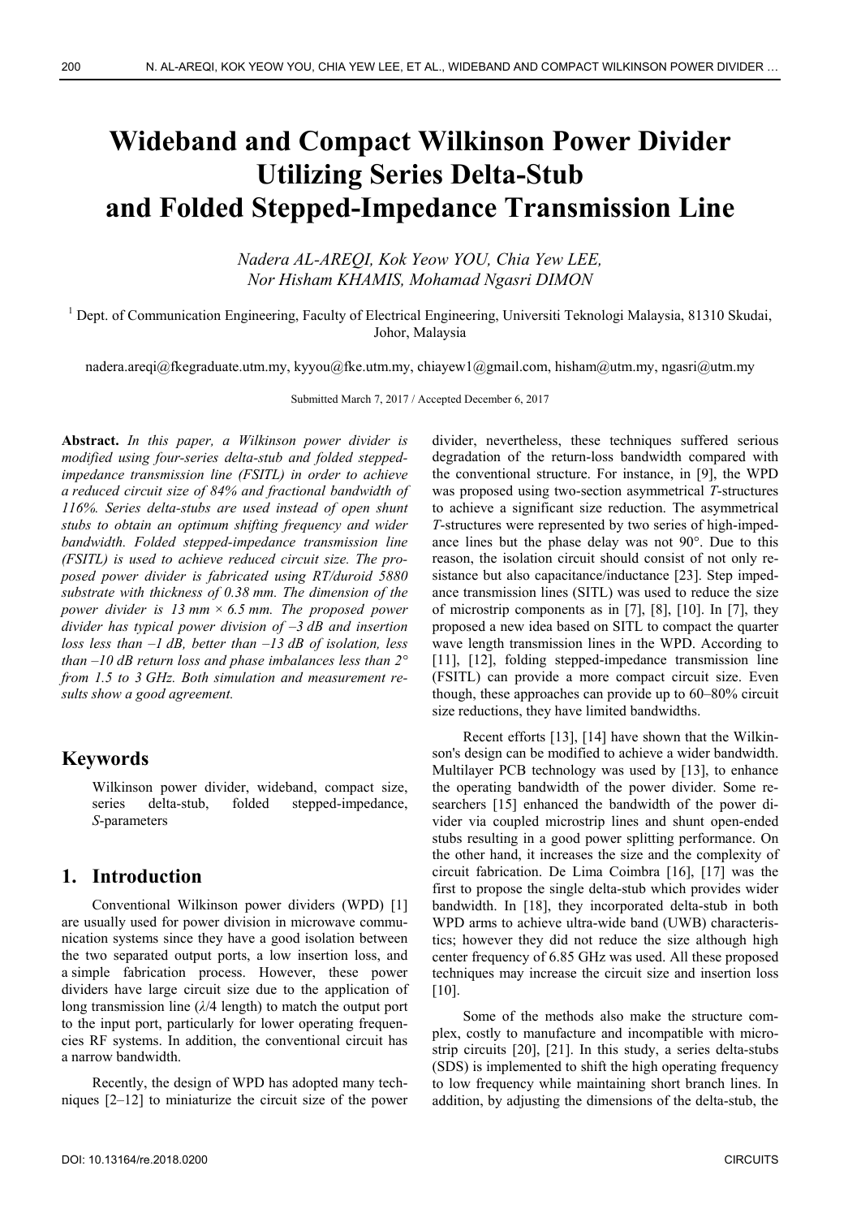# Wideband and Compact Wilkinson Power Divider Utilizing Series Delta-Stub and Folded Stepped-Impedance Transmission Line

*Nadera AL-AREQI, Kok Yeow YOU, Chia Yew LEE, Nor Hisham KHAMIS, Mohamad Ngasri DIMON*

[1] Dept. of Communication Engineering, Faculty of Electrical Engineering, Universiti Teknologi Malaysia, 81310 Skudai, Johor, Malaysia

nadera.areqi@fkegraduate.utm.my, kyyou@fke.utm.my, chiayew1@gmail.com, hisham@utm.my, ngasri@utm.my

Submitted March 7, 2017 / Accepted December 6, 2017

**Abstract.** *In this paper, a Wilkinson power divider is modified using four-series delta-stub and folded stepped-impedance transmission line (FSITL) in order to achieve a reduced circuit size of 84% and fractional bandwidth of 116%. Series delta-stubs are used instead of open shunt stubs to obtain an optimum shifting frequency and wider bandwidth. Folded stepped-impedance transmission line (FSITL) is used to achieve reduced circuit size. The proposed power divider is fabricated using RT/duroid 5880 substrate with thickness of 0.38 mm. The dimension of the power divider is 13 mm × 6.5 mm. The proposed power divider has typical power division of –3 dB and insertion loss less than –1 dB, better than –13 dB of isolation, less than –10 dB return loss and phase imbalances less than 2° from 1.5 to 3 GHz. Both simulation and measurement results show a good agreement.*

## Keywords

Wilkinson power divider, wideband, compact size, series delta-stub, folded stepped-impedance, *S*-parameters

## 1. Introduction

Conventional Wilkinson power dividers (WPD) [1] are usually used for power division in microwave communication systems since they have a good isolation between the two separated output ports, a low insertion loss, and a simple fabrication process. However, these power dividers have large circuit size due to the application of long transmission line (*λ*/4 length) to match the output port to the input port, particularly for lower operating frequencies RF systems. In addition, the conventional circuit has a narrow bandwidth.

Recently, the design of WPD has adopted many techniques [2–12] to miniaturize the circuit size of the power divider, nevertheless, these techniques suffered serious degradation of the return-loss bandwidth compared with the conventional structure. For instance, in [9], the WPD was proposed using two-section asymmetrical *T*-structures to achieve a significant size reduction. The asymmetrical *T*-structures were represented by two series of high-impedance lines but the phase delay was not 90°. Due to this reason, the isolation circuit should consist of not only resistance but also capacitance/inductance [23]. Step impedance transmission lines (SITL) was used to reduce the size of microstrip components as in [7], [8], [10]. In [7], they proposed a new idea based on SITL to compact the quarter wave length transmission lines in the WPD. According to [11], [12], folding stepped-impedance transmission line (FSITL) can provide a more compact circuit size. Even though, these approaches can provide up to 60–80% circuit size reductions, they have limited bandwidths.

Recent efforts [13], [14] have shown that the Wilkinson's design can be modified to achieve a wider bandwidth. Multilayer PCB technology was used by [13], to enhance the operating bandwidth of the power divider. Some researchers [15] enhanced the bandwidth of the power divider via coupled microstrip lines and shunt open-ended stubs resulting in a good power splitting performance. On the other hand, it increases the size and the complexity of circuit fabrication. De Lima Coimbra [16], [17] was the first to propose the single delta-stub which provides wider bandwidth. In [18], they incorporated delta-stub in both WPD arms to achieve ultra-wide band (UWB) characteristics; however they did not reduce the size although high center frequency of 6.85 GHz was used. All these proposed techniques may increase the circuit size and insertion loss [10].

Some of the methods also make the structure complex, costly to manufacture and incompatible with microstrip circuits [20], [21]. In this study, a series delta-stubs (SDS) is implemented to shift the high operating frequency to low frequency while maintaining short branch lines. In addition, by adjusting the dimensions of the delta-stub, the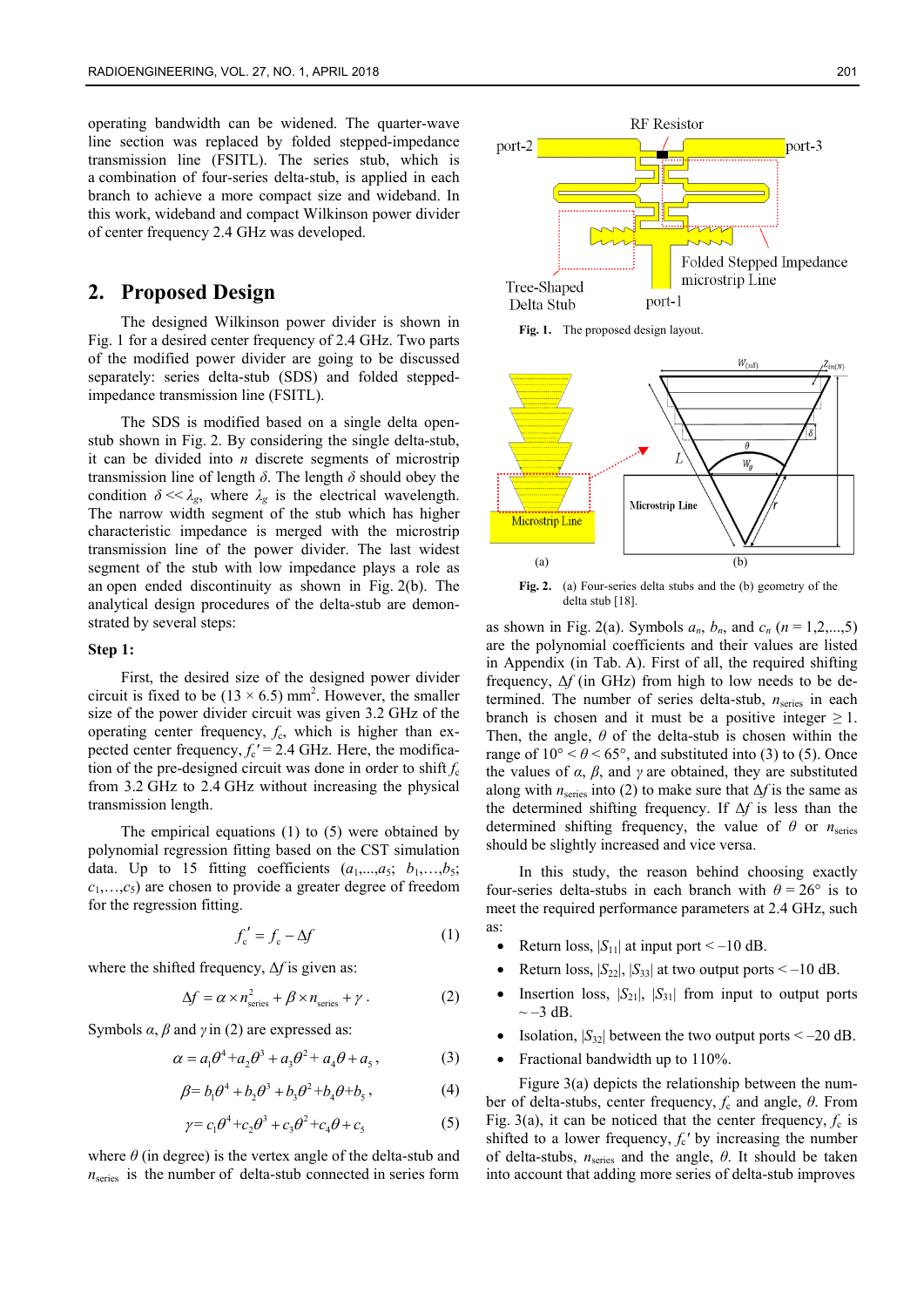operating bandwidth can be widened. The quarter-wave line section was replaced by folded stepped-impedance transmission line (FSITL). The series stub, which is a combination of four-series delta-stub, is applied in each branch to achieve a more compact size and wideband. In this work, wideband and compact Wilkinson power divider of center frequency 2.4 GHz was developed.

## 2. Proposed Design

The designed Wilkinson power divider is shown in Fig. 1 for a desired center frequency of 2.4 GHz. Two parts of the modified power divider are going to be discussed separately: series delta-stub (SDS) and folded stepped-impedance transmission line (FSITL).

The SDS is modified based on a single delta open-stub shown in Fig. 2. By considering the single delta-stub, it can be divided into $n$ discrete segments of microstrip transmission line of length $\delta$. The length $\delta$ should obey the condition $\delta << \lambda_g$, where $\lambda_g$ is the electrical wavelength. The narrow width segment of the stub which has higher characteristic impedance is merged with the microstrip transmission line of the power divider. The last widest segment of the stub with low impedance plays a role as an open ended discontinuity as shown in Fig. 2(b). The analytical design procedures of the delta-stub are demonstrated by several steps:

### Step 1:

First, the desired size of the designed power divider circuit is fixed to be (13 × 6.5) mm$^2$. However, the smaller size of the power divider circuit was given 3.2 GHz of the operating center frequency, $f_c$, which is higher than expected center frequency, $f_c'$ = 2.4 GHz. Here, the modification of the pre-designed circuit was done in order to shift $f_c$ from 3.2 GHz to 2.4 GHz without increasing the physical transmission length.

The empirical equations (1) to (5) were obtained by polynomial regression fitting based on the CST simulation data. Up to 15 fitting coefficients ($a_1,\ldots,a_5$; $b_1,\ldots,b_5$; $c_1,\ldots,c_5$) are chosen to provide a greater degree of freedom for the regression fitting.

$$f_c' = f_c - \Delta f \tag{1}$$

where the shifted frequency, $\Delta f$ is given as:

$$\Delta f = \alpha \times n_{\text{series}}^2 + \beta \times n_{\text{series}} + \gamma \,. \tag{2}$$

Symbols $\alpha$, $\beta$ and $\gamma$ in (2) are expressed as:

$$\alpha = a_1\theta^4 + a_2\theta^3 + a_3\theta^2 + a_4\theta + a_5\,, \tag{3}$$

$$\beta = b_1\theta^4 + b_2\theta^3 + b_3\theta^2 + b_4\theta + b_5\,, \tag{4}$$

$$\gamma = c_1\theta^4 + c_2\theta^3 + c_3\theta^2 + c_4\theta + c_5 \tag{5}$$

where $\theta$ (in degree) is the vertex angle of the delta-stub and $n_{\text{series}}$ is the number of delta-stub connected in series form as shown in Fig. 2(a). Symbols $a_n$, $b_n$, and $c_n$ ($n$ = 1,2,...,5) are the polynomial coefficients and their values are listed in Appendix (in Tab. A). First of all, the required shifting frequency, $\Delta f$ (in GHz) from high to low needs to be determined. The number of series delta-stub, $n_{\text{series}}$ in each branch is chosen and it must be a positive integer ≥ 1. Then, the angle, $\theta$ of the delta-stub is chosen within the range of 10° < $\theta$ < 65°, and substituted into (3) to (5). Once the values of $\alpha$, $\beta$, and $\gamma$ are obtained, they are substituted along with $n_{\text{series}}$ into (2) to make sure that $\Delta f$ is the same as the determined shifting frequency. If $\Delta f$ is less than the determined shifting frequency, the value of $\theta$ or $n_{\text{series}}$ should be slightly increased and vice versa.

Fig. 1. The proposed design layout.

Fig. 2. (a) Four-series delta stubs and the (b) geometry of the delta stub [18].

In this study, the reason behind choosing exactly four-series delta-stubs in each branch with $\theta$ = 26° is to meet the required performance parameters at 2.4 GHz, such as:

- Return loss, $|S_{11}|$ at input port < –10 dB.
- Return loss, $|S_{22}|$, $|S_{33}|$ at two output ports < –10 dB.
- Insertion loss, $|S_{21}|$, $|S_{31}|$ from input to output ports ~ –3 dB.
- Isolation, $|S_{32}|$ between the two output ports < –20 dB.
- Fractional bandwidth up to 110%.

Figure 3(a) depicts the relationship between the number of delta-stubs, center frequency, $f_c$ and angle, $\theta$. From Fig. 3(a), it can be noticed that the center frequency, $f_c$ is shifted to a lower frequency, $f_c'$ by increasing the number of delta-stubs, $n_{\text{series}}$ and the angle, $\theta$. It should be taken into account that adding more series of delta-stub improves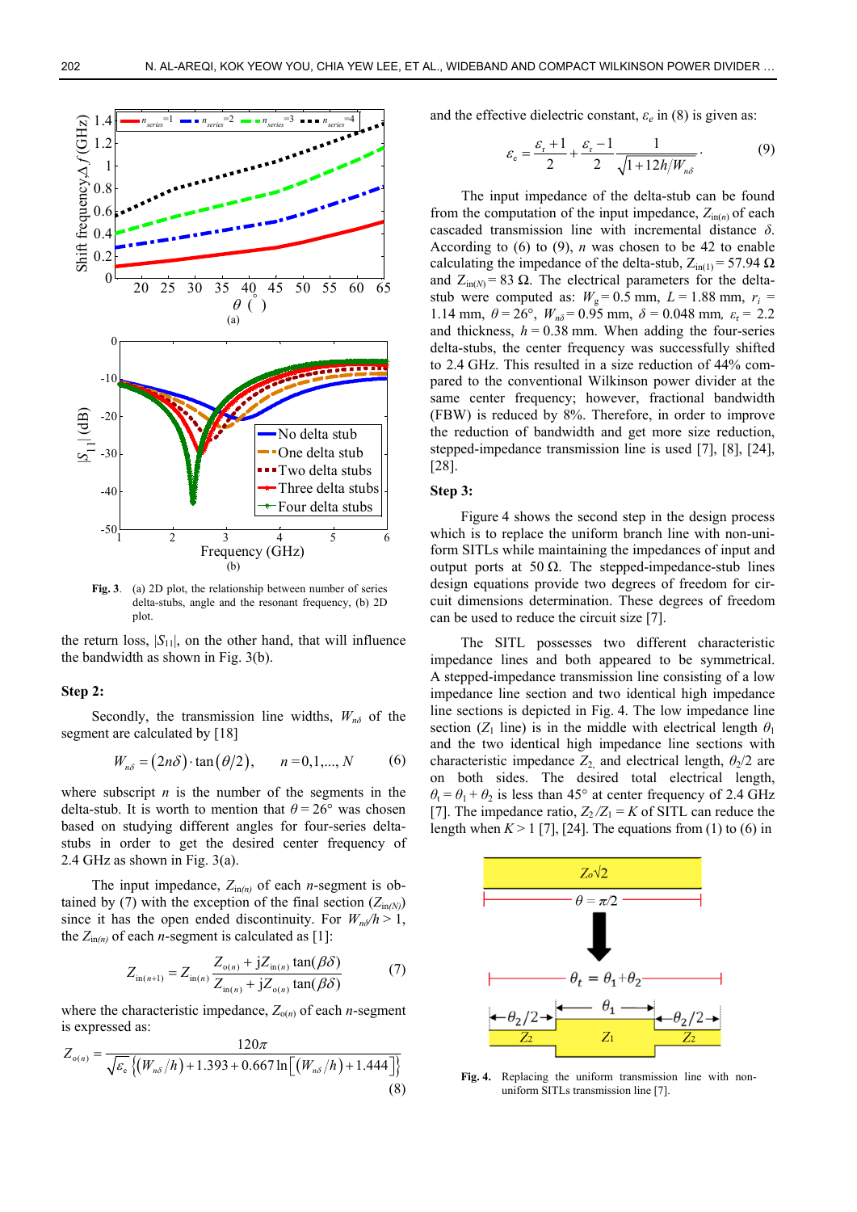**Fig. 3.** (a) 2D plot, the relationship between number of series delta-stubs, angle and the resonant frequency, (b) 2D plot.

the return loss, $|S_{11}|$, on the other hand, that will influence the bandwidth as shown in Fig. 3(b).

### Step 2:

Secondly, the transmission line widths, $W_{n\delta}$ of the segment are calculated by [18]

$$W_{n\delta} = (2n\delta)\cdot\tan(\theta/2), \qquad n = 0,1,\ldots,N \tag{6}$$

where subscript $n$ is the number of the segments in the delta-stub. It is worth to mention that $\theta = 26°$ was chosen based on studying different angles for four-series delta-stubs in order to get the desired center frequency of 2.4 GHz as shown in Fig. 3(a).

The input impedance, $Z_{\text{in}(n)}$ of each $n$-segment is obtained by (7) with the exception of the final section ($Z_{\text{in}(N)}$) since it has the open ended discontinuity. For $W_{n\delta}/h > 1$, the $Z_{\text{in}(n)}$ of each $n$-segment is calculated as [1]:

$$Z_{\text{in}(n+1)} = Z_{\text{in}(n)}\frac{Z_{\text{o}(n)} + \text{j}Z_{\text{in}(n)}\tan(\beta\delta)}{Z_{\text{in}(n)} + \text{j}Z_{\text{o}(n)}\tan(\beta\delta)} \tag{7}$$

where the characteristic impedance, $Z_{\text{o}(n)}$ of each $n$-segment is expressed as:

$$Z_{\text{o}(n)} = \frac{120\pi}{\sqrt{\varepsilon_\text{e}}\left\{(W_{n\delta}/h) + 1.393 + 0.667\ln\left[(W_{n\delta}/h) + 1.444\right]\right\}} \tag{8}$$

and the effective dielectric constant, $\varepsilon_e$ in (8) is given as:

$$\varepsilon_\text{e} = \frac{\varepsilon_\text{r}+1}{2} + \frac{\varepsilon_\text{r}-1}{2}\frac{1}{\sqrt{1+12h/W_{n\delta}}}. \tag{9}$$

The input impedance of the delta-stub can be found from the computation of the input impedance, $Z_{\text{in}(n)}$ of each cascaded transmission line with incremental distance $\delta$. According to (6) to (9), $n$ was chosen to be 42 to enable calculating the impedance of the delta-stub, $Z_{\text{in}(1)} = 57.94\ \Omega$ and $Z_{\text{in}(N)} = 83\ \Omega$. The electrical parameters for the delta-stub were computed as: $W_g = 0.5$ mm, $L = 1.88$ mm, $r_i = 1.14$ mm, $\theta = 26°$, $W_{n\delta} = 0.95$ mm, $\delta = 0.048$ mm, $\varepsilon_r = 2.2$ and thickness, $h = 0.38$ mm. When adding the four-series delta-stubs, the center frequency was successfully shifted to 2.4 GHz. This resulted in a size reduction of 44% compared to the conventional Wilkinson power divider at the same center frequency; however, fractional bandwidth (FBW) is reduced by 8%. Therefore, in order to improve the reduction of bandwidth and get more size reduction, stepped-impedance transmission line is used [7], [8], [24], [28].

### Step 3:

Figure 4 shows the second step in the design process which is to replace the uniform branch line with non-uniform SITLs while maintaining the impedances of input and output ports at 50 Ω. The stepped-impedance-stub lines design equations provide two degrees of freedom for circuit dimensions determination. These degrees of freedom can be used to reduce the circuit size [7].

The SITL possesses two different characteristic impedance lines and both appeared to be symmetrical. A stepped-impedance transmission line consisting of a low impedance line section and two identical high impedance line sections is depicted in Fig. 4. The low impedance line section ($Z_1$ line) is in the middle with electrical length $\theta_1$ and the two identical high impedance line sections with characteristic impedance $Z_2$ and electrical length, $\theta_2/2$ are on both sides. The desired total electrical length, $\theta_t = \theta_1 + \theta_2$ is less than 45° at center frequency of 2.4 GHz [7]. The impedance ratio, $Z_2/Z_1 = K$ of SITL can reduce the length when $K > 1$ [7], [24]. The equations from (1) to (6) in

**Fig. 4.** Replacing the uniform transmission line with non-uniform SITLs transmission line [7].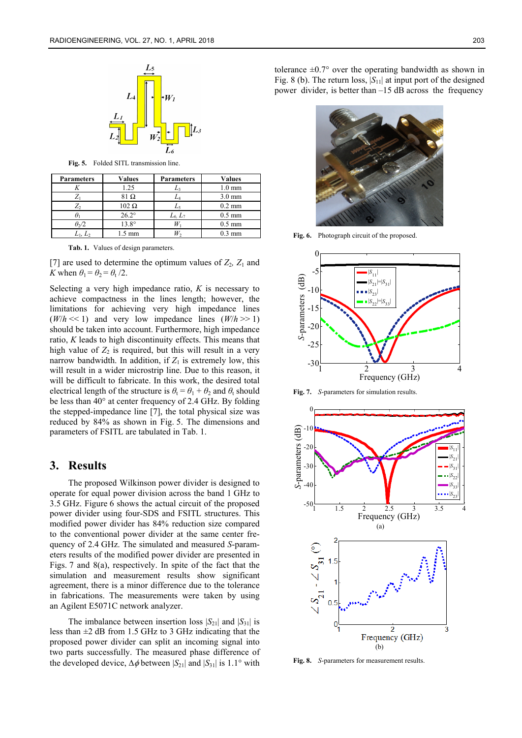Fig. 5. Folded SITL transmission line.

| Parameters | Values | Parameters | Values |
|---|---|---|---|
| $K$ | 1.25 | $L_3$ | 1.0 mm |
| $Z_1$ | 81 Ω | $L_4$ | 3.0 mm |
| $Z_2$ | 102 Ω | $L_5$ | 0.2 mm |
| $\theta_1$ | 26.2° | $L_6$, $L_7$ | 0.5 mm |
| $\theta_2/2$ | 13.8° | $W_1$ | 0.5 mm |
| $L_1$, $L_2$ | 1.5 mm | $W_2$ | 0.3 mm |

Tab. 1. Values of design parameters.

[7] are used to determine the optimum values of $Z_2$, $Z_1$ and $K$ when $\theta_1 = \theta_2 = \theta_t/2$.

Selecting a very high impedance ratio, $K$ is necessary to achieve compactness in the lines length; however, the limitations for achieving very high impedance lines ($W/h << 1$) and very low impedance lines ($W/h >> 1$) should be taken into account. Furthermore, high impedance ratio, $K$ leads to high discontinuity effects. This means that high value of $Z_2$ is required, but this will result in a very narrow bandwidth. In addition, if $Z_1$ is extremely low, this will result in a wider microstrip line. Due to this reason, it will be difficult to fabricate. In this work, the desired total electrical length of the structure is $\theta_t = \theta_1 + \theta_2$ and $\theta_t$ should be less than 40° at center frequency of 2.4 GHz. By folding the stepped-impedance line [7], the total physical size was reduced by 84% as shown in Fig. 5. The dimensions and parameters of FSITL are tabulated in Tab. 1.

## 3. Results

The proposed Wilkinson power divider is designed to operate for equal power division across the band 1 GHz to 3.5 GHz. Figure 6 shows the actual circuit of the proposed power divider using four-SDS and FSITL structures. This modified power divider has 84% reduction size compared to the conventional power divider at the same center frequency of 2.4 GHz. The simulated and measured $S$-parameters results of the modified power divider are presented in Figs. 7 and 8(a), respectively. In spite of the fact that the simulation and measurement results show significant agreement, there is a minor difference due to the tolerance in fabrications. The measurements were taken by using an Agilent E5071C network analyzer.

The imbalance between insertion loss $|S_{21}|$ and $|S_{31}|$ is less than ±2 dB from 1.5 GHz to 3 GHz indicating that the proposed power divider can split an incoming signal into two parts successfully. The measured phase difference of the developed device, $\Delta\phi$ between $|S_{21}|$ and $|S_{31}|$ is 1.1° with tolerance ±0.7° over the operating bandwidth as shown in Fig. 8 (b). The return loss, $|S_{11}|$ at input port of the designed power divider, is better than –15 dB across the frequency

Fig. 6. Photograph circuit of the proposed.

Fig. 7. $S$-parameters for simulation results.

Fig. 8. $S$-parameters for measurement results.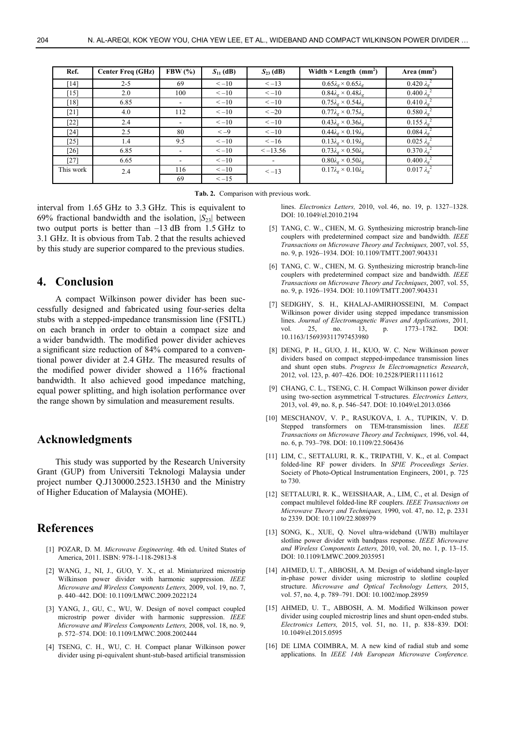| Ref. | Center Freq (GHz) | FBW (%) | $S_{11}$ (dB) | $S_{23}$ (dB) | Width × Length (mm$^2$) | Area (mm$^2$) |
|---|---|---|---|---|---|---|
| [14] | 2-5 | 69 | $<-10$ | $<-13$ | $0.65\lambda_g \times 0.65\lambda_g$ | $0.420\ \lambda_g^2$ |
| [15] | 2.0 | 100 | $<-10$ | $<-10$ | $0.84\lambda_g \times 0.48\lambda_g$ | $0.400\ \lambda_g^2$ |
| [18] | 6.85 | - | $<-10$ | $<-10$ | $0.75\lambda_g \times 0.54\lambda_g$ | $0.410\ \lambda_g^2$ |
| [21] | 4.0 | 112 | $<-10$ | $<-20$ | $0.77\lambda_g \times 0.75\lambda_g$ | $0.580\ \lambda_g^2$ |
| [22] | 2.4 | - | $<-10$ | $<-10$ | $0.43\lambda_g \times 0.36\lambda_g$ | $0.155\ \lambda_g^2$ |
| [24] | 2.5 | 80 | $<-9$ | $<-10$ | $0.44\lambda_g \times 0.19\lambda_g$ | $0.084\ \lambda_g^2$ |
| [25] | 1.4 | 9.5 | $<-10$ | $<-16$ | $0.13\lambda_g \times 0.19\lambda_g$ | $0.025\ \lambda_g^2$ |
| [26] | 6.85 | - | $<-10$ | $<-13.56$ | $0.73\lambda_g \times 0.50\lambda_g$ | $0.370\ \lambda_g^2$ |
| [27] | 6.65 | - | $<-10$ | - | $0.80\lambda_g \times 0.50\lambda_g$ | $0.400\ \lambda_g^2$ |
| This work | 2.4 | 116 | $<-10$ | $<-13$ | $0.17\lambda_g \times 0.10\lambda_g$ | $0.017\ \lambda_g^2$ |
| | | 69 | $<-15$ | | | |

**Tab. 2.** Comparison with previous work.

interval from 1.65 GHz to 3.3 GHz. This is equivalent to 69% fractional bandwidth and the isolation, $|S_{23}|$ between two output ports is better than –13 dB from 1.5 GHz to 3.1 GHz. It is obvious from Tab. 2 that the results achieved by this study are superior compared to the previous studies.

# 4. Conclusion

A compact Wilkinson power divider has been successfully designed and fabricated using four-series delta stubs with a stepped-impedance transmission line (FSITL) on each branch in order to obtain a compact size and a wider bandwidth. The modified power divider achieves a significant size reduction of 84% compared to a conventional power divider at 2.4 GHz. The measured results of the modified power divider showed a 116% fractional bandwidth. It also achieved good impedance matching, equal power splitting, and high isolation performance over the range shown by simulation and measurement results.

# Acknowledgments

This study was supported by the Research University Grant (GUP) from Universiti Teknologi Malaysia under project number Q.J130000.2523.15H30 and the Ministry of Higher Education of Malaysia (MOHE).

# References

[1] POZAR, D. M. *Microwave Engineering*. 4th ed. United States of America, 2011. ISBN: 978-1-118-29813-8

[2] WANG, J., NI, J., GUO, Y. X., et al. Miniaturized microstrip Wilkinson power divider with harmonic suppression. *IEEE Microwave and Wireless Components Letters,* 2009, vol. 19, no. 7, p. 440–442. DOI: 10.1109/LMWC.2009.2022124

[3] YANG, J., GU, C., WU, W. Design of novel compact coupled microstrip power divider with harmonic suppression. *IEEE Microwave and Wireless Components Letters,* 2008, vol. 18, no. 9, p. 572–574. DOI: 10.1109/LMWC.2008.2002444

[4] TSENG, C. H., WU, C. H. Compact planar Wilkinson power divider using pi-equivalent shunt-stub-based artificial transmission lines. *Electronics Letters,* 2010, vol. 46, no. 19, p. 1327–1328. DOI: 10.1049/el.2010.2194

[5] TANG, C. W., CHEN, M. G. Synthesizing microstrip branch-line couplers with predetermined compact size and bandwidth. *IEEE Transactions on Microwave Theory and Techniques,* 2007, vol. 55, no. 9, p. 1926–1934. DOI: 10.1109/TMTT.2007.904331

[6] TANG, C. W., CHEN, M. G. Synthesizing microstrip branch-line couplers with predetermined compact size and bandwidth. *IEEE Transactions on Microwave Theory and Techniques*, 2007*,* vol. 55, no. 9, p. 1926–1934. DOI: 10.1109/TMTT.2007.904331

[7] SEDIGHY, S. H., KHALAJ-AMIRHOSSEINI, M. Compact Wilkinson power divider using stepped impedance transmission lines. *Journal of Electromagnetic Waves and Applications*, 2011*,* vol. 25, no. 13, p. 1773–1782. DOI: 10.1163/156939311797453980

[8] DENG, P. H., GUO, J. H., KUO, W. C. New Wilkinson power dividers based on compact stepped-impedance transmission lines and shunt open stubs. *Progress In Electromagnetics Research*, 2012*,* vol. 123, p. 407–426. DOI: 10.2528/PIER11111612

[9] CHANG, C. L., TSENG, C. H. Compact Wilkinson power divider using two-section asymmetrical T-structures. *Electronics Letters,* 2013, vol. 49, no. 8, p. 546–547. DOI: 10.1049/el.2013.0366

[10] MESCHANOV, V. P., RASUKOVA, I. A., TUPIKIN, V. D. Stepped transformers on TEM-transmission lines. *IEEE Transactions on Microwave Theory and Techniques,* 1996, vol. 44, no. 6, p. 793–798. DOI: 10.1109/22.506436

[11] LIM, C., SETTALURI, R. K., TRIPATHI, V. K., et al. Compact folded-line RF power dividers. In *SPIE Proceedings Series*. Society of Photo-Optical Instrumentation Engineers, 2001, p. 725 to 730.

[12] SETTALURI, R. K., WEISSHAAR, A., LIM, C., et al. Design of compact multilevel folded-line RF couplers. *IEEE Transactions on Microwave Theory and Techniques,* 1990, vol. 47, no. 12, p. 2331 to 2339. DOI: 10.1109/22.808979

[13] SONG, K., XUE, Q. Novel ultra-wideband (UWB) multilayer slotline power divider with bandpass response. *IEEE Microwave and Wireless Components Letters,* 2010, vol. 20, no. 1, p. 13–15. DOI: 10.1109/LMWC.2009.2035951

[14] AHMED, U. T., ABBOSH, A. M. Design of wideband single-layer in-phase power divider using microstrip to slotline coupled structure. *Microwave and Optical Technology Letters,* 2015, vol. 57, no. 4, p. 789–791. DOI: 10.1002/mop.28959

[15] AHMED, U. T., ABBOSH, A. M. Modified Wilkinson power divider using coupled microstrip lines and shunt open-ended stubs. *Electronics Letters,* 2015, vol. 51, no. 11, p. 838–839. DOI: 10.1049/el.2015.0595

[16] DE LIMA COIMBRA, M. A new kind of radial stub and some applications. In *IEEE 14th European Microwave Conference.*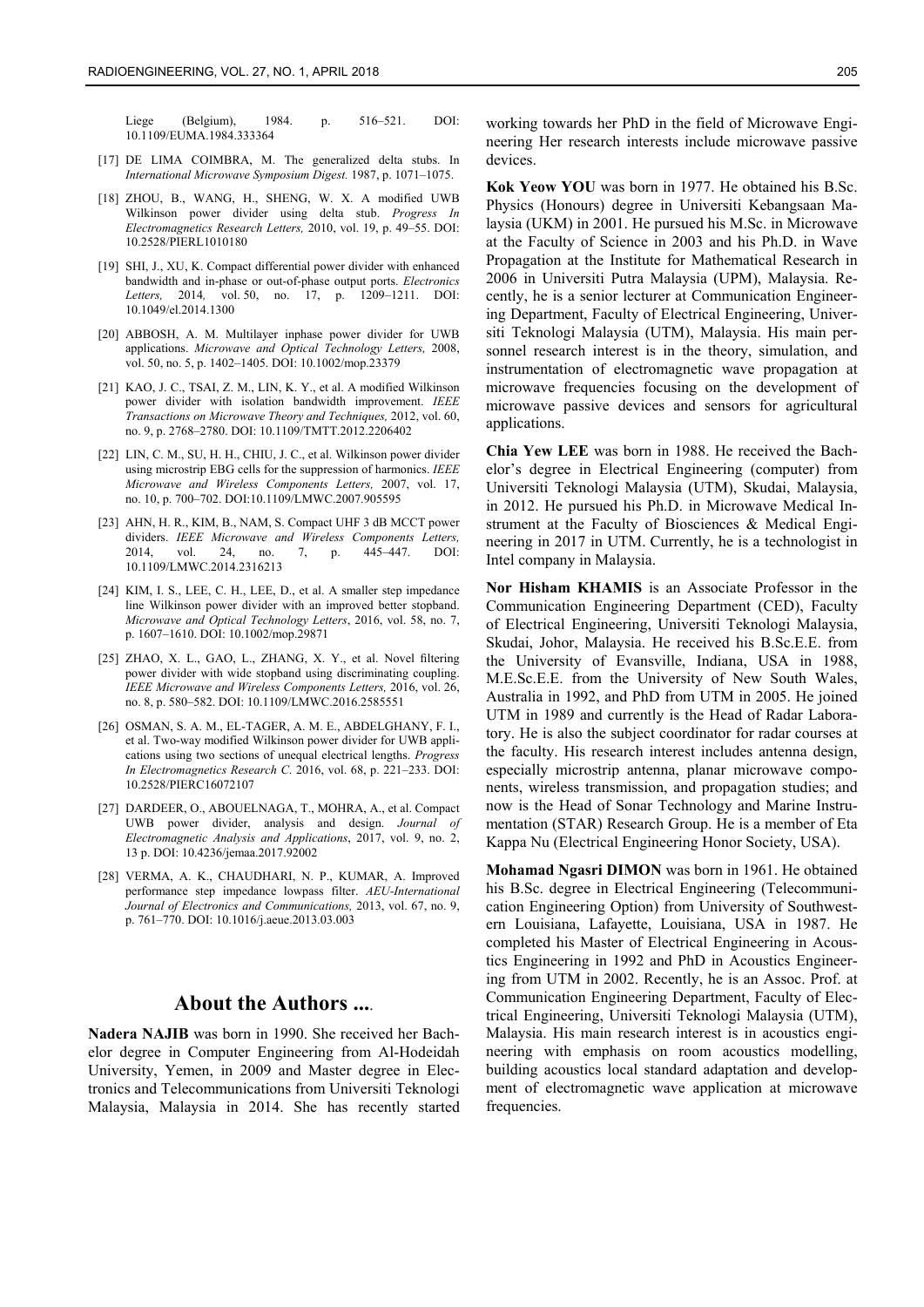Liege (Belgium), 1984. p. 516–521. DOI: 10.1109/EUMA.1984.333364

[17] DE LIMA COIMBRA, M. The generalized delta stubs. In *International Microwave Symposium Digest.* 1987, p. 1071–1075.

[18] ZHOU, B., WANG, H., SHENG, W. X. A modified UWB Wilkinson power divider using delta stub. *Progress In Electromagnetics Research Letters,* 2010, vol. 19, p. 49–55. DOI: 10.2528/PIERL1010180

[19] SHI, J., XU, K. Compact differential power divider with enhanced bandwidth and in-phase or out-of-phase output ports. *Electronics Letters,* 2014*,* vol. 50, no. 17, p. 1209–1211. DOI: 10.1049/el.2014.1300

[20] ABBOSH, A. M. Multilayer inphase power divider for UWB applications. *Microwave and Optical Technology Letters,* 2008, vol. 50, no. 5, p. 1402–1405. DOI: 10.1002/mop.23379

[21] KAO, J. C., TSAI, Z. M., LIN, K. Y., et al. A modified Wilkinson power divider with isolation bandwidth improvement. *IEEE Transactions on Microwave Theory and Techniques,* 2012, vol. 60, no. 9, p. 2768–2780. DOI: 10.1109/TMTT.2012.2206402

[22] LIN, C. M., SU, H. H., CHIU, J. C., et al. Wilkinson power divider using microstrip EBG cells for the suppression of harmonics. *IEEE Microwave and Wireless Components Letters,* 2007, vol. 17, no. 10, p. 700–702. DOI:10.1109/LMWC.2007.905595

[23] AHN, H. R., KIM, B., NAM, S. Compact UHF 3 dB MCCT power dividers. *IEEE Microwave and Wireless Components Letters,* 2014, vol. 24, no. 7, p. 445–447. DOI: 10.1109/LMWC.2014.2316213

[24] KIM, I. S., LEE, C. H., LEE, D., et al. A smaller step impedance line Wilkinson power divider with an improved better stopband. *Microwave and Optical Technology Letters*, 2016, vol. 58, no. 7, p. 1607–1610. DOI: 10.1002/mop.29871

[25] ZHAO, X. L., GAO, L., ZHANG, X. Y., et al. Novel filtering power divider with wide stopband using discriminating coupling. *IEEE Microwave and Wireless Components Letters,* 2016, vol. 26, no. 8, p. 580–582. DOI: 10.1109/LMWC.2016.2585551

[26] OSMAN, S. A. M., EL-TAGER, A. M. E., ABDELGHANY, F. I., et al. Two-way modified Wilkinson power divider for UWB applications using two sections of unequal electrical lengths. *Progress In Electromagnetics Research C.* 2016, vol. 68, p. 221–233. DOI: 10.2528/PIERC16072107

[27] DARDEER, O., ABOUELNAGA, T., MOHRA, A., et al. Compact UWB power divider, analysis and design. *Journal of Electromagnetic Analysis and Applications*, 2017, vol. 9, no. 2, 13 p. DOI: 10.4236/jemaa.2017.92002

[28] VERMA, A. K., CHAUDHARI, N. P., KUMAR, A. Improved performance step impedance lowpass filter. *AEU-International Journal of Electronics and Communications,* 2013, vol. 67, no. 9, p. 761–770. DOI: 10.1016/j.aeue.2013.03.003

## About the Authors ...

**Nadera NAJIB** was born in 1990. She received her Bachelor degree in Computer Engineering from Al-Hodeidah University, Yemen, in 2009 and Master degree in Electronics and Telecommunications from Universiti Teknologi Malaysia, Malaysia in 2014. She has recently started working towards her PhD in the field of Microwave Engineering Her research interests include microwave passive devices.

**Kok Yeow YOU** was born in 1977. He obtained his B.Sc. Physics (Honours) degree in Universiti Kebangsaan Malaysia (UKM) in 2001. He pursued his M.Sc. in Microwave at the Faculty of Science in 2003 and his Ph.D. in Wave Propagation at the Institute for Mathematical Research in 2006 in Universiti Putra Malaysia (UPM), Malaysia. Recently, he is a senior lecturer at Communication Engineering Department, Faculty of Electrical Engineering, Universiti Teknologi Malaysia (UTM), Malaysia. His main personnel research interest is in the theory, simulation, and instrumentation of electromagnetic wave propagation at microwave frequencies focusing on the development of microwave passive devices and sensors for agricultural applications.

**Chia Yew LEE** was born in 1988. He received the Bachelor's degree in Electrical Engineering (computer) from Universiti Teknologi Malaysia (UTM), Skudai, Malaysia, in 2012. He pursued his Ph.D. in Microwave Medical Instrument at the Faculty of Biosciences & Medical Engineering in 2017 in UTM. Currently, he is a technologist in Intel company in Malaysia.

**Nor Hisham KHAMIS** is an Associate Professor in the Communication Engineering Department (CED), Faculty of Electrical Engineering, Universiti Teknologi Malaysia, Skudai, Johor, Malaysia. He received his B.Sc.E.E. from the University of Evansville, Indiana, USA in 1988, M.E.Sc.E.E. from the University of New South Wales, Australia in 1992, and PhD from UTM in 2005. He joined UTM in 1989 and currently is the Head of Radar Laboratory. He is also the subject coordinator for radar courses at the faculty. His research interest includes antenna design, especially microstrip antenna, planar microwave components, wireless transmission, and propagation studies; and now is the Head of Sonar Technology and Marine Instrumentation (STAR) Research Group. He is a member of Eta Kappa Nu (Electrical Engineering Honor Society, USA).

**Mohamad Ngasri DIMON** was born in 1961. He obtained his B.Sc. degree in Electrical Engineering (Telecommunication Engineering Option) from University of Southwestern Louisiana, Lafayette, Louisiana, USA in 1987. He completed his Master of Electrical Engineering in Acoustics Engineering in 1992 and PhD in Acoustics Engineering from UTM in 2002. Recently, he is an Assoc. Prof. at Communication Engineering Department, Faculty of Electrical Engineering, Universiti Teknologi Malaysia (UTM), Malaysia. His main research interest is in acoustics engineering with emphasis on room acoustics modelling, building acoustics local standard adaptation and development of electromagnetic wave application at microwave frequencies.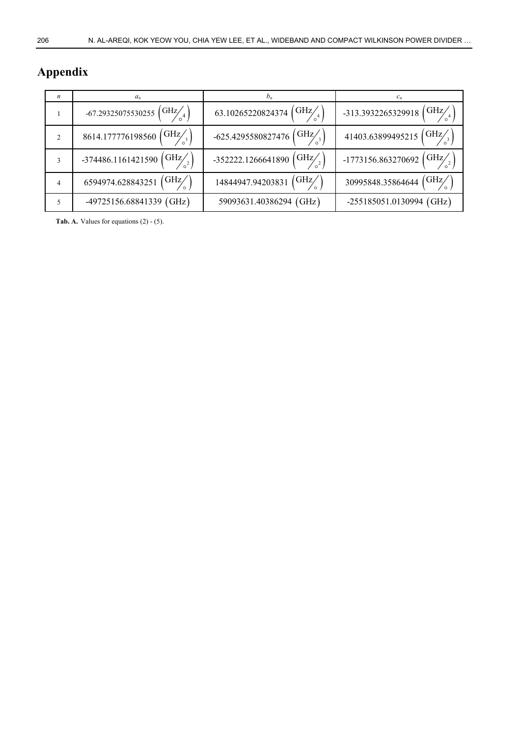## Appendix

| $n$ | $a_n$ | $b_n$ | $c_n$ |
|---|---|---|---|
| 1 | -67.29325075530255 $\left(\text{GHz}/_{\circ^4}\right)$ | 63.10265220824374 $\left(\text{GHz}/_{\circ^4}\right)$ | -313.3932265329918 $\left(\text{GHz}/_{\circ^4}\right)$ |
| 2 | 8614.177776198560 $\left(\text{GHz}/_{\circ^3}\right)$ | -625.4295580827476 $\left(\text{GHz}/_{\circ^3}\right)$ | 41403.63899495215 $\left(\text{GHz}/_{\circ^3}\right)$ |
| 3 | -374486.1161421590 $\left(\text{GHz}/_{\circ^2}\right)$ | -352222.1266641890 $\left(\text{GHz}/_{\circ^2}\right)$ | -1773156.863270692 $\left(\text{GHz}/_{\circ^2}\right)$ |
| 4 | 6594974.628843251 $\left(\text{GHz}/_{\circ}\right)$ | 14844947.94203831 $\left(\text{GHz}/_{\circ}\right)$ | 30995848.35864644 $\left(\text{GHz}/_{\circ}\right)$ |
| 5 | -49725156.68841339 $(\text{GHz})$ | 59093631.40386294 $(\text{GHz})$ | -255185051.0130994 $(\text{GHz})$ |

**Tab. A.** Values for equations (2) - (5).